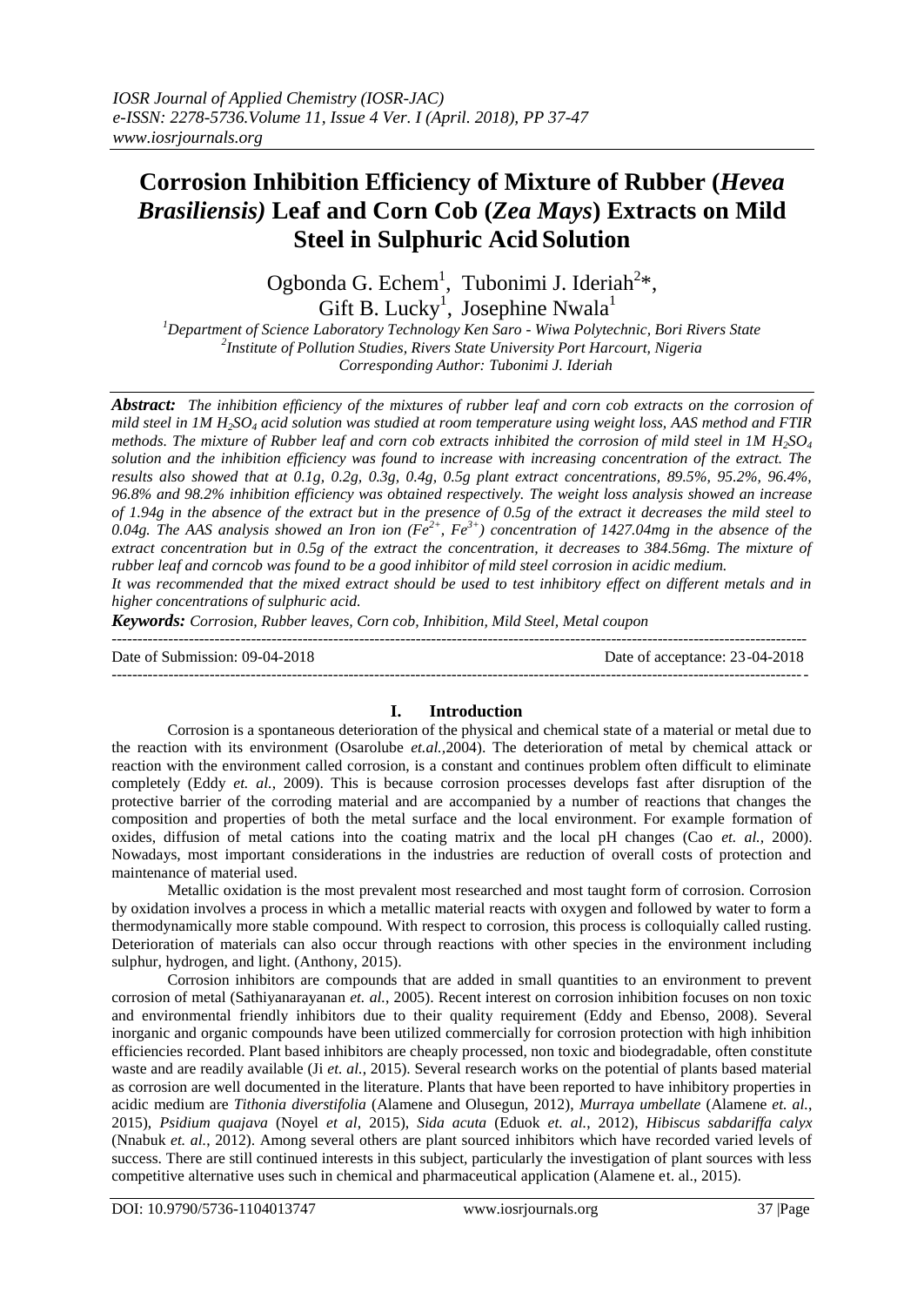# Corrosion Inhibition Efficiency of Mixture of Rubber (*Hevea Brasiliensis)* Leaf and Corn Cob (*Zea Mays*) Extracts on Mild Steel in Sulphuric Acid Solution

Ogbonda G. Echem[1], Tubonimi J. Ideriah[2]*, Gift B. Lucky[1], Josephine Nwala[1]

[1]Department of Science Laboratory Technology Ken Saro - Wiwa Polytechnic, Bori Rivers State
[2]Institute of Pollution Studies, Rivers State University Port Harcourt, Nigeria
Corresponding Author: Tubonimi J. Ideriah

***Abstract:*** *The inhibition efficiency of the mixtures of rubber leaf and corn cob extracts on the corrosion of mild steel in 1M $H_2SO_4$ acid solution was studied at room temperature using weight loss, AAS method and FTIR methods. The mixture of Rubber leaf and corn cob extracts inhibited the corrosion of mild steel in 1M $H_2SO_4$ solution and the inhibition efficiency was found to increase with increasing concentration of the extract. The results also showed that at 0.1g, 0.2g, 0.3g, 0.4g, 0.5g plant extract concentrations, 89.5%, 95.2%, 96.4%, 96.8% and 98.2% inhibition efficiency was obtained respectively. The weight loss analysis showed an increase of 1.94g in the absence of the extract but in the presence of 0.5g of the extract it decreases the mild steel to 0.04g. The AAS analysis showed an Iron ion ($Fe^{2+}$, $Fe^{3+}$) concentration of 1427.04mg in the absence of the extract concentration but in 0.5g of the extract the concentration, it decreases to 384.56mg. The mixture of rubber leaf and corncob was found to be a good inhibitor of mild steel corrosion in acidic medium.*

*It was recommended that the mixed extract should be used to test inhibitory effect on different metals and in higher concentrations of sulphuric acid.*

***Keywords:*** *Corrosion, Rubber leaves, Corn cob, Inhibition, Mild Steel, Metal coupon*

Date of Submission: 09-04-2018 Date of acceptance: 23-04-2018

## I. Introduction

Corrosion is a spontaneous deterioration of the physical and chemical state of a material or metal due to the reaction with its environment (Osarolube *et.al.,*2004). The deterioration of metal by chemical attack or reaction with the environment called corrosion, is a constant and continues problem often difficult to eliminate completely (Eddy *et. al.*, 2009). This is because corrosion processes develops fast after disruption of the protective barrier of the corroding material and are accompanied by a number of reactions that changes the composition and properties of both the metal surface and the local environment. For example formation of oxides, diffusion of metal cations into the coating matrix and the local pH changes (Cao *et. al.*, 2000). Nowadays, most important considerations in the industries are reduction of overall costs of protection and maintenance of material used.

Metallic oxidation is the most prevalent most researched and most taught form of corrosion. Corrosion by oxidation involves a process in which a metallic material reacts with oxygen and followed by water to form a thermodynamically more stable compound. With respect to corrosion, this process is colloquially called rusting. Deterioration of materials can also occur through reactions with other species in the environment including sulphur, hydrogen, and light. (Anthony, 2015).

Corrosion inhibitors are compounds that are added in small quantities to an environment to prevent corrosion of metal (Sathiyanarayanan *et. al.*, 2005). Recent interest on corrosion inhibition focuses on non toxic and environmental friendly inhibitors due to their quality requirement (Eddy and Ebenso, 2008). Several inorganic and organic compounds have been utilized commercially for corrosion protection with high inhibition efficiencies recorded. Plant based inhibitors are cheaply processed, non toxic and biodegradable, often constitute waste and are readily available (Ji *et. al.*, 2015). Several research works on the potential of plants based material as corrosion are well documented in the literature. Plants that have been reported to have inhibitory properties in acidic medium are *Tithonia diverstifolia* (Alamene and Olusegun, 2012), *Murraya umbellate* (Alamene *et. al.*, 2015), *Psidium quajava* (Noyel *et al*, 2015), *Sida acuta* (Eduok *et. al.*, 2012), *Hibiscus sabdariffa calyx* (Nnabuk *et. al.*, 2012). Among several others are plant sourced inhibitors which have recorded varied levels of success. There are still continued interests in this subject, particularly the investigation of plant sources with less competitive alternative uses such in chemical and pharmaceutical application (Alamene et. al., 2015).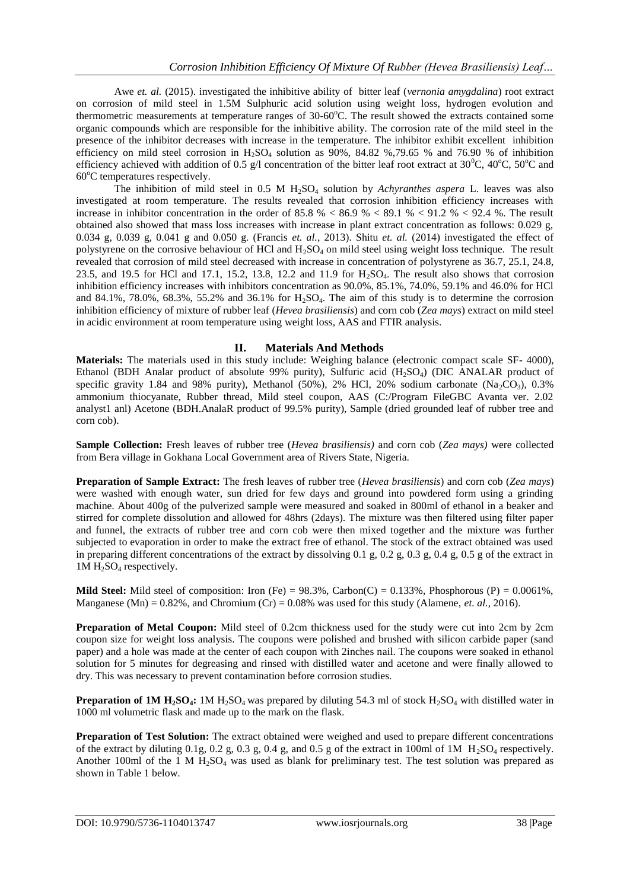Awe *et. al.* (2015). investigated the inhibitive ability of bitter leaf (*vernonia amygdalina*) root extract on corrosion of mild steel in 1.5M Sulphuric acid solution using weight loss, hydrogen evolution and thermometric measurements at temperature ranges of 30-60$^o$C. The result showed the extracts contained some organic compounds which are responsible for the inhibitive ability. The corrosion rate of the mild steel in the presence of the inhibitor decreases with increase in the temperature. The inhibitor exhibit excellent inhibition efficiency on mild steel corrosion in $H_2SO_4$ solution as 90%, 84.82 %,79.65 % and 76.90 % of inhibition efficiency achieved with addition of 0.5 g/l concentration of the bitter leaf root extract at 30$^0$C, 40$^o$C, 50$^o$C and 60$^o$C temperatures respectively.

The inhibition of mild steel in 0.5 M $H_2SO_4$ solution by *Achyranthes aspera* L. leaves was also investigated at room temperature. The results revealed that corrosion inhibition efficiency increases with increase in inhibitor concentration in the order of 85.8 % < 86.9 % < 89.1 % < 91.2 % < 92.4 %. The result obtained also showed that mass loss increases with increase in plant extract concentration as follows: 0.029 g, 0.034 g, 0.039 g, 0.041 g and 0.050 g. (Francis *et. al.*, 2013). Shitu *et. al.* (2014) investigated the effect of polystyrene on the corrosive behaviour of HCl and $H_2SO_4$ on mild steel using weight loss technique. The result revealed that corrosion of mild steel decreased with increase in concentration of polystyrene as 36.7, 25.1, 24.8, 23.5, and 19.5 for HCl and 17.1, 15.2, 13.8, 12.2 and 11.9 for $H_2SO_4$. The result also shows that corrosion inhibition efficiency increases with inhibitors concentration as 90.0%, 85.1%, 74.0%, 59.1% and 46.0% for HCl and 84.1%, 78.0%, 68.3%, 55.2% and 36.1% for $H_2SO_4$. The aim of this study is to determine the corrosion inhibition efficiency of mixture of rubber leaf (*Hevea brasiliensis*) and corn cob (*Zea mays*) extract on mild steel in acidic environment at room temperature using weight loss, AAS and FTIR analysis.

## II. Materials And Methods

**Materials:** The materials used in this study include: Weighing balance (electronic compact scale SF- 4000), Ethanol (BDH Analar product of absolute 99% purity), Sulfuric acid ($H_2SO_4$) (DIC ANALAR product of specific gravity 1.84 and 98% purity), Methanol (50%), 2% HCl, 20% sodium carbonate ($Na_2CO_3$), 0.3% ammonium thiocyanate, Rubber thread, Mild steel coupon, AAS (C:/Program FileGBC Avanta ver. 2.02 analyst1 anl) Acetone (BDH.AnalaR product of 99.5% purity), Sample (dried grounded leaf of rubber tree and corn cob).

**Sample Collection:** Fresh leaves of rubber tree (*Hevea brasiliensis)* and corn cob (*Zea mays)* were collected from Bera village in Gokhana Local Government area of Rivers State, Nigeria.

**Preparation of Sample Extract:** The fresh leaves of rubber tree (*Hevea brasiliensis*) and corn cob (*Zea mays*) were washed with enough water, sun dried for few days and ground into powdered form using a grinding machine. About 400g of the pulverized sample were measured and soaked in 800ml of ethanol in a beaker and stirred for complete dissolution and allowed for 48hrs (2days). The mixture was then filtered using filter paper and funnel, the extracts of rubber tree and corn cob were then mixed together and the mixture was further subjected to evaporation in order to make the extract free of ethanol. The stock of the extract obtained was used in preparing different concentrations of the extract by dissolving 0.1 g, 0.2 g, 0.3 g, 0.4 g, 0.5 g of the extract in 1M $H_2SO_4$ respectively.

**Mild Steel:** Mild steel of composition: Iron (Fe) = 98.3%, Carbon(C) = 0.133%, Phosphorous (P) = 0.0061%, Manganese (Mn) = 0.82%, and Chromium (Cr) = 0.08% was used for this study (Alamene, *et. al.,* 2016).

**Preparation of Metal Coupon:** Mild steel of 0.2cm thickness used for the study were cut into 2cm by 2cm coupon size for weight loss analysis. The coupons were polished and brushed with silicon carbide paper (sand paper) and a hole was made at the center of each coupon with 2inches nail. The coupons were soaked in ethanol solution for 5 minutes for degreasing and rinsed with distilled water and acetone and were finally allowed to dry. This was necessary to prevent contamination before corrosion studies.

**Preparation of 1M $H_2SO_4$:** 1M $H_2SO_4$ was prepared by diluting 54.3 ml of stock $H_2SO_4$ with distilled water in 1000 ml volumetric flask and made up to the mark on the flask.

**Preparation of Test Solution:** The extract obtained were weighed and used to prepare different concentrations of the extract by diluting 0.1g, 0.2 g, 0.3 g, 0.4 g, and 0.5 g of the extract in 100ml of 1M $H_2SO_4$ respectively. Another 100ml of the 1 M $H_2SO_4$ was used as blank for preliminary test. The test solution was prepared as shown in Table 1 below.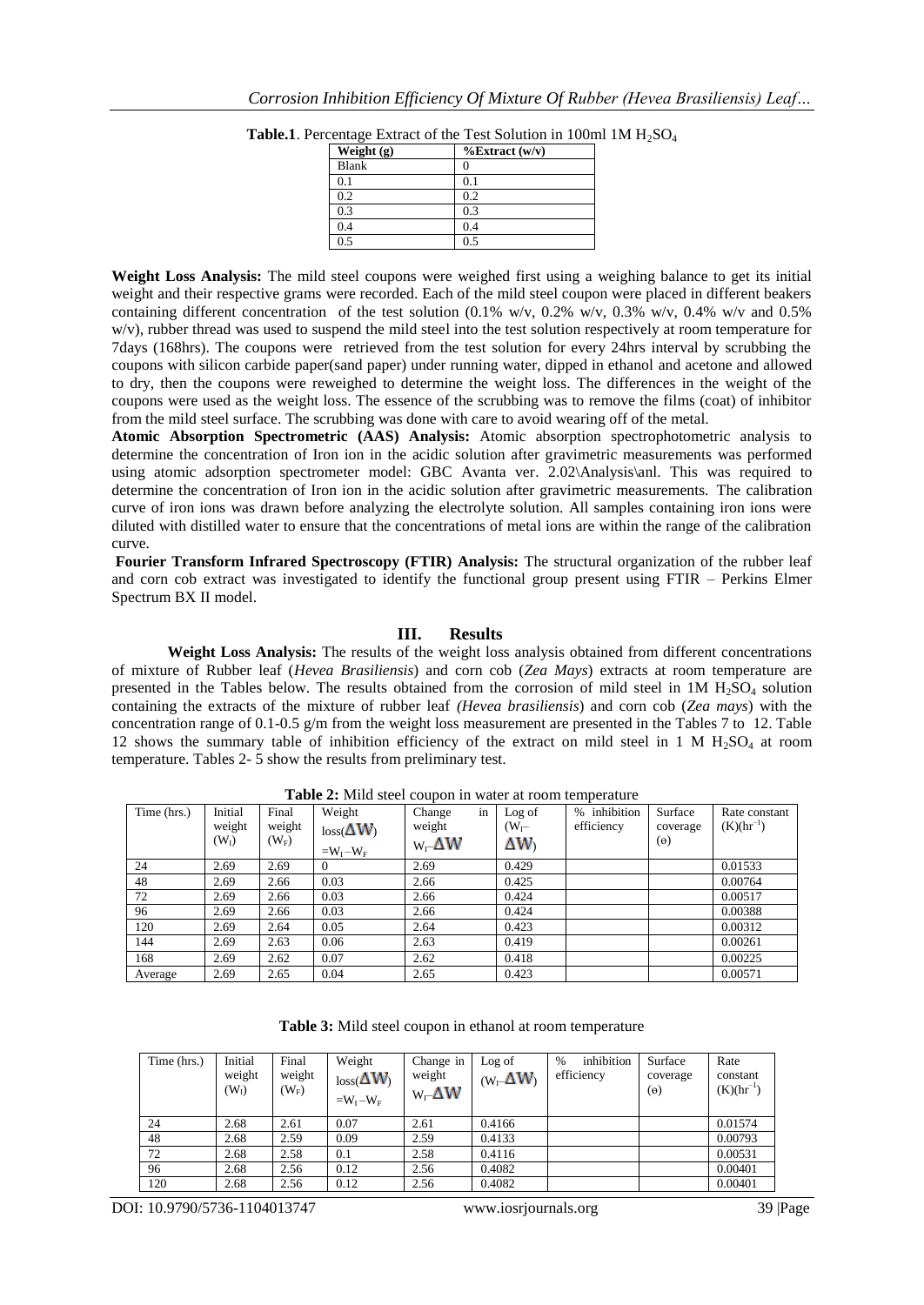**Table.1**. Percentage Extract of the Test Solution in 100ml 1M $H_2SO_4$

| Weight (g) | %Extract (w/v) |
|---|---|
| Blank | 0 |
| 0.1 | 0.1 |
| 0.2 | 0.2 |
| 0.3 | 0.3 |
| 0.4 | 0.4 |
| 0.5 | 0.5 |

**Weight Loss Analysis:** The mild steel coupons were weighed first using a weighing balance to get its initial weight and their respective grams were recorded. Each of the mild steel coupon were placed in different beakers containing different concentration of the test solution (0.1% w/v, 0.2% w/v, 0.3% w/v, 0.4% w/v and 0.5% w/v), rubber thread was used to suspend the mild steel into the test solution respectively at room temperature for 7days (168hrs). The coupons were retrieved from the test solution for every 24hrs interval by scrubbing the coupons with silicon carbide paper(sand paper) under running water, dipped in ethanol and acetone and allowed to dry, then the coupons were reweighed to determine the weight loss. The differences in the weight of the coupons were used as the weight loss. The essence of the scrubbing was to remove the films (coat) of inhibitor from the mild steel surface. The scrubbing was done with care to avoid wearing off of the metal.

**Atomic Absorption Spectrometric (AAS) Analysis:** Atomic absorption spectrophotometric analysis to determine the concentration of Iron ion in the acidic solution after gravimetric measurements was performed using atomic adsorption spectrometer model: GBC Avanta ver. 2.02\Analysis\anl. This was required to determine the concentration of Iron ion in the acidic solution after gravimetric measurements. The calibration curve of iron ions was drawn before analyzing the electrolyte solution. All samples containing iron ions were diluted with distilled water to ensure that the concentrations of metal ions are within the range of the calibration curve.

**Fourier Transform Infrared Spectroscopy (FTIR) Analysis:** The structural organization of the rubber leaf and corn cob extract was investigated to identify the functional group present using FTIR – Perkins Elmer Spectrum BX II model.

## III. Results

**Weight Loss Analysis:** The results of the weight loss analysis obtained from different concentrations of mixture of Rubber leaf (*Hevea Brasiliensis*) and corn cob (*Zea Mays*) extracts at room temperature are presented in the Tables below. The results obtained from the corrosion of mild steel in 1M $H_2SO_4$ solution containing the extracts of the mixture of rubber leaf *(Hevea brasiliensis*) and corn cob (*Zea mays*) with the concentration range of 0.1-0.5 g/m from the weight loss measurement are presented in the Tables 7 to 12. Table 12 shows the summary table of inhibition efficiency of the extract on mild steel in 1 M $H_2SO_4$ at room temperature. Tables 2- 5 show the results from preliminary test.

**Table 2:** Mild steel coupon in water at room temperature

| Time (hrs.) | Initial weight ($W_I$) | Final weight ($W_F$) | Weight loss($\Delta W$) $=W_I-W_F$ | Change in weight $W_I-\Delta W$ | Log of ($W_I-\Delta W$) | % inhibition efficiency | Surface coverage (ѳ) | Rate constant (K)($hr^{-1}$) |
|---|---|---|---|---|---|---|---|---|
| 24 | 2.69 | 2.69 | 0 | 2.69 | 0.429 | | | 0.01533 |
| 48 | 2.69 | 2.66 | 0.03 | 2.66 | 0.425 | | | 0.00764 |
| 72 | 2.69 | 2.66 | 0.03 | 2.66 | 0.424 | | | 0.00517 |
| 96 | 2.69 | 2.66 | 0.03 | 2.66 | 0.424 | | | 0.00388 |
| 120 | 2.69 | 2.64 | 0.05 | 2.64 | 0.423 | | | 0.00312 |
| 144 | 2.69 | 2.63 | 0.06 | 2.63 | 0.419 | | | 0.00261 |
| 168 | 2.69 | 2.62 | 0.07 | 2.62 | 0.418 | | | 0.00225 |
| Average | 2.69 | 2.65 | 0.04 | 2.65 | 0.423 | | | 0.00571 |

**Table 3:** Mild steel coupon in ethanol at room temperature

| Time (hrs.) | Initial weight ($W_I$) | Final weight ($W_F$) | Weight loss($\Delta W$) $=W_I-W_F$ | Change in weight $W_I-\Delta W$ | Log of ($W_I-\Delta W$) | % inhibition efficiency | Surface coverage (ѳ) | Rate constant (K)($hr^{-1}$) |
|---|---|---|---|---|---|---|---|---|
| 24 | 2.68 | 2.61 | 0.07 | 2.61 | 0.4166 | | | 0.01574 |
| 48 | 2.68 | 2.59 | 0.09 | 2.59 | 0.4133 | | | 0.00793 |
| 72 | 2.68 | 2.58 | 0.1 | 2.58 | 0.4116 | | | 0.00531 |
| 96 | 2.68 | 2.56 | 0.12 | 2.56 | 0.4082 | | | 0.00401 |
| 120 | 2.68 | 2.56 | 0.12 | 2.56 | 0.4082 | | | 0.00401 |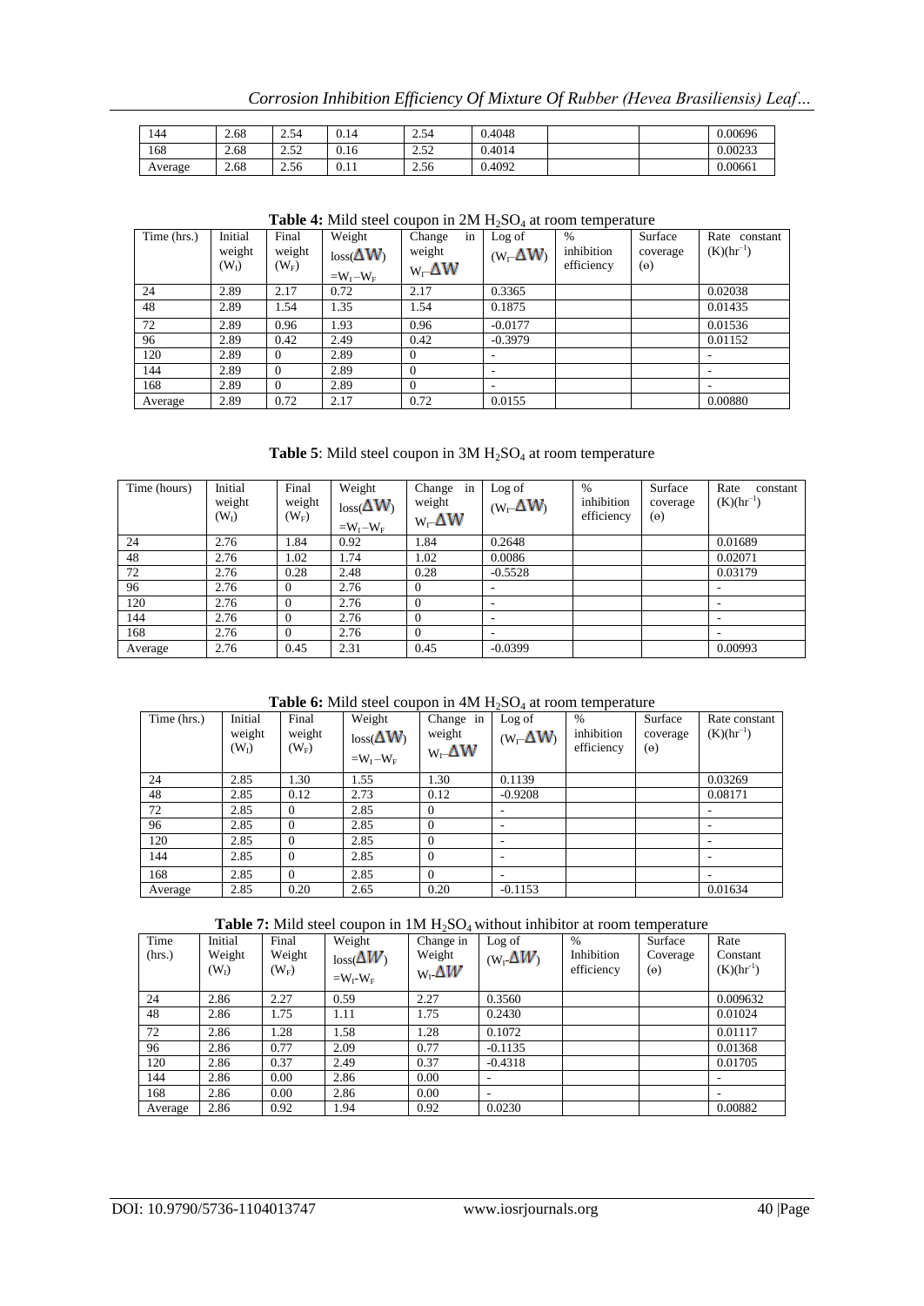| 144 | 2.68 | 2.54 | 0.14 | 2.54 | 0.4048 | | | 0.00696 |
|---|---|---|---|---|---|---|---|---|
| 168 | 2.68 | 2.52 | 0.16 | 2.52 | 0.4014 | | | 0.00233 |
| Average | 2.68 | 2.56 | 0.11 | 2.56 | 0.4092 | | | 0.00661 |

**Table 4:** Mild steel coupon in 2M $H_2SO_4$ at room temperature

| Time (hrs.) | Initial weight ($W_I$) | Final weight ($W_F$) | Weight loss($\Delta W$) $=W_I-W_F$ | Change in weight $W_I-\Delta W$ | Log of ($W_I-\Delta W$) | % inhibition efficiency | Surface coverage (ϴ) | Rate constant (K)($hr^{-1}$) |
|---|---|---|---|---|---|---|---|---|
| 24 | 2.89 | 2.17 | 0.72 | 2.17 | 0.3365 | | | 0.02038 |
| 48 | 2.89 | 1.54 | 1.35 | 1.54 | 0.1875 | | | 0.01435 |
| 72 | 2.89 | 0.96 | 1.93 | 0.96 | -0.0177 | | | 0.01536 |
| 96 | 2.89 | 0.42 | 2.49 | 0.42 | -0.3979 | | | 0.01152 |
| 120 | 2.89 | 0 | 2.89 | 0 | - | | | - |
| 144 | 2.89 | 0 | 2.89 | 0 | - | | | - |
| 168 | 2.89 | 0 | 2.89 | 0 | - | | | - |
| Average | 2.89 | 0.72 | 2.17 | 0.72 | 0.0155 | | | 0.00880 |

**Table 5**: Mild steel coupon in 3M $H_2SO_4$ at room temperature

| Time (hours) | Initial weight ($W_I$) | Final weight ($W_F$) | Weight loss($\Delta W$) $=W_I-W_F$ | Change in weight $W_I-\Delta W$ | Log of ($W_I-\Delta W$) | % inhibition efficiency | Surface coverage (ϴ) | Rate constant (K)($hr^{-1}$) |
|---|---|---|---|---|---|---|---|---|
| 24 | 2.76 | 1.84 | 0.92 | 1.84 | 0.2648 | | | 0.01689 |
| 48 | 2.76 | 1.02 | 1.74 | 1.02 | 0.0086 | | | 0.02071 |
| 72 | 2.76 | 0.28 | 2.48 | 0.28 | -0.5528 | | | 0.03179 |
| 96 | 2.76 | 0 | 2.76 | 0 | - | | | - |
| 120 | 2.76 | 0 | 2.76 | 0 | - | | | - |
| 144 | 2.76 | 0 | 2.76 | 0 | - | | | - |
| 168 | 2.76 | 0 | 2.76 | 0 | - | | | - |
| Average | 2.76 | 0.45 | 2.31 | 0.45 | -0.0399 | | | 0.00993 |

**Table 6:** Mild steel coupon in 4M $H_2SO_4$ at room temperature

| Time (hrs.) | Initial weight ($W_I$) | Final weight ($W_F$) | Weight loss($\Delta W$) $=W_I-W_F$ | Change in weight $W_I-\Delta W$ | Log of ($W_I-\Delta W$) | % inhibition efficiency | Surface coverage (ϴ) | Rate constant (K)($hr^{-1}$) |
|---|---|---|---|---|---|---|---|---|
| 24 | 2.85 | 1.30 | 1.55 | 1.30 | 0.1139 | | | 0.03269 |
| 48 | 2.85 | 0.12 | 2.73 | 0.12 | -0.9208 | | | 0.08171 |
| 72 | 2.85 | 0 | 2.85 | 0 | - | | | - |
| 96 | 2.85 | 0 | 2.85 | 0 | - | | | - |
| 120 | 2.85 | 0 | 2.85 | 0 | - | | | - |
| 144 | 2.85 | 0 | 2.85 | 0 | - | | | - |
| 168 | 2.85 | 0 | 2.85 | 0 | - | | | - |
| Average | 2.85 | 0.20 | 2.65 | 0.20 | -0.1153 | | | 0.01634 |

**Table 7:** Mild steel coupon in 1M $H_2SO_4$ without inhibitor at room temperature

| Time (hrs.) | Initial Weight ($W_I$) | Final Weight ($W_F$) | Weight loss($\Delta W$) $=W_I-W_F$ | Change in Weight $W_I-\Delta W$ | Log of ($W_I-\Delta W$) | % Inhibition efficiency | Surface Coverage (ϴ) | Rate Constant (K)($hr^{-1}$) |
|---|---|---|---|---|---|---|---|---|
| 24 | 2.86 | 2.27 | 0.59 | 2.27 | 0.3560 | | | 0.009632 |
| 48 | 2.86 | 1.75 | 1.11 | 1.75 | 0.2430 | | | 0.01024 |
| 72 | 2.86 | 1.28 | 1.58 | 1.28 | 0.1072 | | | 0.01117 |
| 96 | 2.86 | 0.77 | 2.09 | 0.77 | -0.1135 | | | 0.01368 |
| 120 | 2.86 | 0.37 | 2.49 | 0.37 | -0.4318 | | | 0.01705 |
| 144 | 2.86 | 0.00 | 2.86 | 0.00 | - | | | - |
| 168 | 2.86 | 0.00 | 2.86 | 0.00 | - | | | - |
| Average | 2.86 | 0.92 | 1.94 | 0.92 | 0.0230 | | | 0.00882 |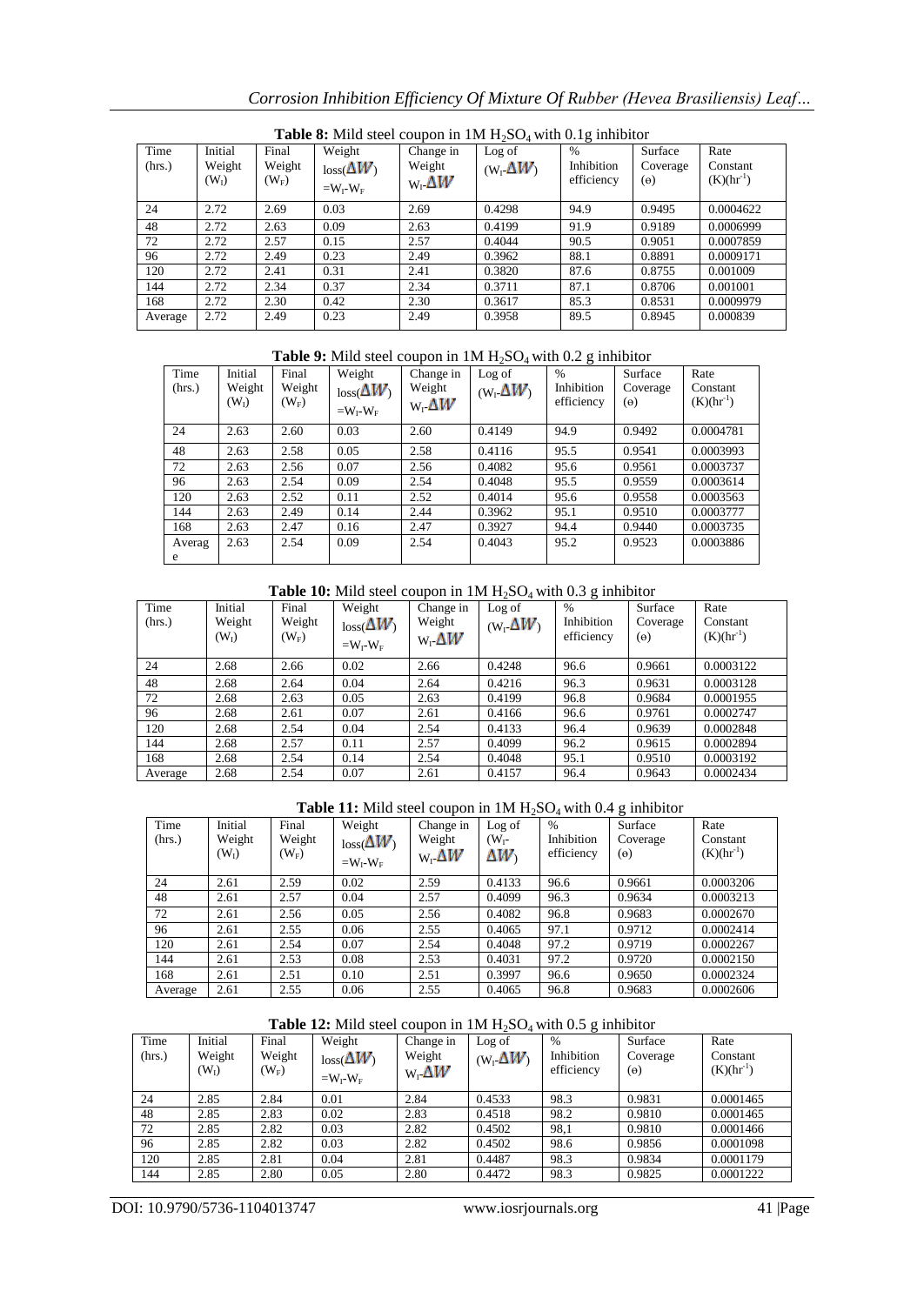**Table 8:** Mild steel coupon in 1M $H_2SO_4$ with 0.1g inhibitor

| Time (hrs.) | Initial Weight ($W_I$) | Final Weight ($W_F$) | Weight loss($\Delta W$) $=W_I-W_F$ | Change in Weight $W_I-\Delta W$ | Log of ($W_I-\Delta W$) | % Inhibition efficiency | Surface Coverage (ө) | Rate Constant (K)($hr^{-1}$) |
|---|---|---|---|---|---|---|---|---|
| 24 | 2.72 | 2.69 | 0.03 | 2.69 | 0.4298 | 94.9 | 0.9495 | 0.0004622 |
| 48 | 2.72 | 2.63 | 0.09 | 2.63 | 0.4199 | 91.9 | 0.9189 | 0.0006999 |
| 72 | 2.72 | 2.57 | 0.15 | 2.57 | 0.4044 | 90.5 | 0.9051 | 0.0007859 |
| 96 | 2.72 | 2.49 | 0.23 | 2.49 | 0.3962 | 88.1 | 0.8891 | 0.0009171 |
| 120 | 2.72 | 2.41 | 0.31 | 2.41 | 0.3820 | 87.6 | 0.8755 | 0.001009 |
| 144 | 2.72 | 2.34 | 0.37 | 2.34 | 0.3711 | 87.1 | 0.8706 | 0.001001 |
| 168 | 2.72 | 2.30 | 0.42 | 2.30 | 0.3617 | 85.3 | 0.8531 | 0.0009979 |
| Average | 2.72 | 2.49 | 0.23 | 2.49 | 0.3958 | 89.5 | 0.8945 | 0.000839 |

**Table 9:** Mild steel coupon in 1M $H_2SO_4$ with 0.2 g inhibitor

| Time (hrs.) | Initial Weight ($W_I$) | Final Weight ($W_F$) | Weight loss($\Delta W$) $=W_I-W_F$ | Change in Weight $W_I-\Delta W$ | Log of ($W_I-\Delta W$) | % Inhibition efficiency | Surface Coverage (ө) | Rate Constant (K)($hr^{-1}$) |
|---|---|---|---|---|---|---|---|---|
| 24 | 2.63 | 2.60 | 0.03 | 2.60 | 0.4149 | 94.9 | 0.9492 | 0.0004781 |
| 48 | 2.63 | 2.58 | 0.05 | 2.58 | 0.4116 | 95.5 | 0.9541 | 0.0003993 |
| 72 | 2.63 | 2.56 | 0.07 | 2.56 | 0.4082 | 95.6 | 0.9561 | 0.0003737 |
| 96 | 2.63 | 2.54 | 0.09 | 2.54 | 0.4048 | 95.5 | 0.9559 | 0.0003614 |
| 120 | 2.63 | 2.52 | 0.11 | 2.52 | 0.4014 | 95.6 | 0.9558 | 0.0003563 |
| 144 | 2.63 | 2.49 | 0.14 | 2.44 | 0.3962 | 95.1 | 0.9510 | 0.0003777 |
| 168 | 2.63 | 2.47 | 0.16 | 2.47 | 0.3927 | 94.4 | 0.9440 | 0.0003735 |
| Average | 2.63 | 2.54 | 0.09 | 2.54 | 0.4043 | 95.2 | 0.9523 | 0.0003886 |

**Table 10:** Mild steel coupon in 1M $H_2SO_4$ with 0.3 g inhibitor

| Time (hrs.) | Initial Weight ($W_I$) | Final Weight ($W_F$) | Weight loss($\Delta W$) $=W_I-W_F$ | Change in Weight $W_I-\Delta W$ | Log of ($W_I-\Delta W$) | % Inhibition efficiency | Surface Coverage (ө) | Rate Constant (K)($hr^{-1}$) |
|---|---|---|---|---|---|---|---|---|
| 24 | 2.68 | 2.66 | 0.02 | 2.66 | 0.4248 | 96.6 | 0.9661 | 0.0003122 |
| 48 | 2.68 | 2.64 | 0.04 | 2.64 | 0.4216 | 96.3 | 0.9631 | 0.0003128 |
| 72 | 2.68 | 2.63 | 0.05 | 2.63 | 0.4199 | 96.8 | 0.9684 | 0.0001955 |
| 96 | 2.68 | 2.61 | 0.07 | 2.61 | 0.4166 | 96.6 | 0.9761 | 0.0002747 |
| 120 | 2.68 | 2.54 | 0.04 | 2.54 | 0.4133 | 96.4 | 0.9639 | 0.0002848 |
| 144 | 2.68 | 2.57 | 0.11 | 2.57 | 0.4099 | 96.2 | 0.9615 | 0.0002894 |
| 168 | 2.68 | 2.54 | 0.14 | 2.54 | 0.4048 | 95.1 | 0.9510 | 0.0003192 |
| Average | 2.68 | 2.54 | 0.07 | 2.61 | 0.4157 | 96.4 | 0.9643 | 0.0002434 |

**Table 11:** Mild steel coupon in 1M $H_2SO_4$ with 0.4 g inhibitor

| Time (hrs.) | Initial Weight ($W_I$) | Final Weight ($W_F$) | Weight loss($\Delta W$) $=W_I-W_F$ | Change in Weight $W_I-\Delta W$ | Log of ($W_I-\Delta W$) | % Inhibition efficiency | Surface Coverage (ө) | Rate Constant (K)($hr^{-1}$) |
|---|---|---|---|---|---|---|---|---|
| 24 | 2.61 | 2.59 | 0.02 | 2.59 | 0.4133 | 96.6 | 0.9661 | 0.0003206 |
| 48 | 2.61 | 2.57 | 0.04 | 2.57 | 0.4099 | 96.3 | 0.9634 | 0.0003213 |
| 72 | 2.61 | 2.56 | 0.05 | 2.56 | 0.4082 | 96.8 | 0.9683 | 0.0002670 |
| 96 | 2.61 | 2.55 | 0.06 | 2.55 | 0.4065 | 97.1 | 0.9712 | 0.0002414 |
| 120 | 2.61 | 2.54 | 0.07 | 2.54 | 0.4048 | 97.2 | 0.9719 | 0.0002267 |
| 144 | 2.61 | 2.53 | 0.08 | 2.53 | 0.4031 | 97.2 | 0.9720 | 0.0002150 |
| 168 | 2.61 | 2.51 | 0.10 | 2.51 | 0.3997 | 96.6 | 0.9650 | 0.0002324 |
| Average | 2.61 | 2.55 | 0.06 | 2.55 | 0.4065 | 96.8 | 0.9683 | 0.0002606 |

**Table 12:** Mild steel coupon in 1M $H_2SO_4$ with 0.5 g inhibitor

| Time (hrs.) | Initial Weight ($W_I$) | Final Weight ($W_F$) | Weight loss($\Delta W$) $=W_I-W_F$ | Change in Weight $W_I-\Delta W$ | Log of ($W_I-\Delta W$) | % Inhibition efficiency | Surface Coverage (ө) | Rate Constant (K)($hr^{-1}$) |
|---|---|---|---|---|---|---|---|---|
| 24 | 2.85 | 2.84 | 0.01 | 2.84 | 0.4533 | 98.3 | 0.9831 | 0.0001465 |
| 48 | 2.85 | 2.83 | 0.02 | 2.83 | 0.4518 | 98.2 | 0.9810 | 0.0001465 |
| 72 | 2.85 | 2.82 | 0.03 | 2.82 | 0.4502 | 98,1 | 0.9810 | 0.0001466 |
| 96 | 2.85 | 2.82 | 0.03 | 2.82 | 0.4502 | 98.6 | 0.9856 | 0.0001098 |
| 120 | 2.85 | 2.81 | 0.04 | 2.81 | 0.4487 | 98.3 | 0.9834 | 0.0001179 |
| 144 | 2.85 | 2.80 | 0.05 | 2.80 | 0.4472 | 98.3 | 0.9825 | 0.0001222 |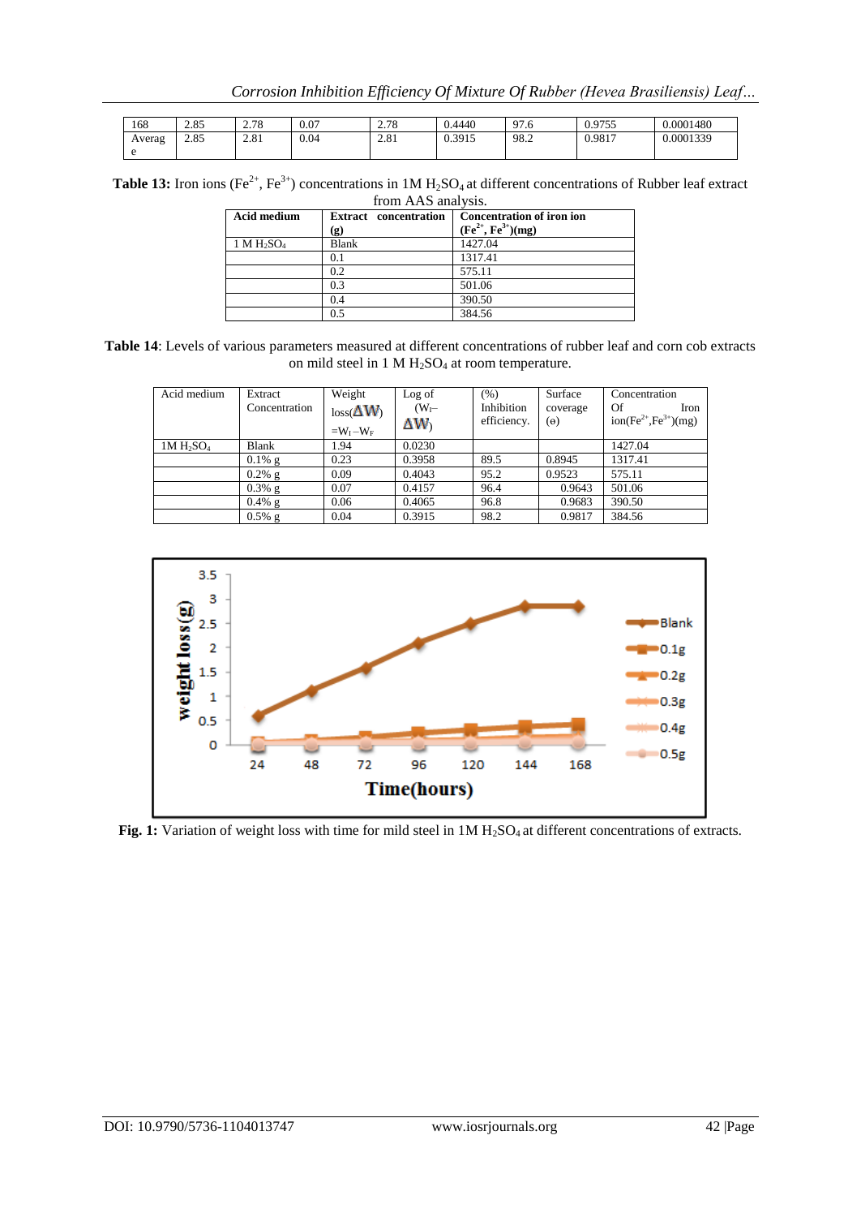| 168 | 2.85 | 2.78 | 0.07 | 2.78 | 0.4440 | 97.6 | 0.9755 | 0.0001480 |
|---|---|---|---|---|---|---|---|---|
| Average | 2.85 | 2.81 | 0.04 | 2.81 | 0.3915 | 98.2 | 0.9817 | 0.0001339 |

**Table 13:** Iron ions ($Fe^{2+}$, $Fe^{3+}$) concentrations in 1M $H_2SO_4$ at different concentrations of Rubber leaf extract from AAS analysis.

| Acid medium | Extract concentration (g) | Concentration of iron ion ($Fe^{2+}$, $Fe^{3+}$)(mg) |
|---|---|---|
| 1 M $H_2SO_4$ | Blank | 1427.04 |
| | 0.1 | 1317.41 |
| | 0.2 | 575.11 |
| | 0.3 | 501.06 |
| | 0.4 | 390.50 |
| | 0.5 | 384.56 |

**Table 14**: Levels of various parameters measured at different concentrations of rubber leaf and corn cob extracts on mild steel in 1 M $H_2SO_4$ at room temperature.

| Acid medium | Extract Concentration | Weight loss($\Delta W$) $=W_I-W_F$ | Log of ($W_I-\Delta W$) | (%) Inhibition efficiency. | Surface coverage (θ) | Concentration Of Iron ion($Fe^{2+}$,$Fe^{3+}$)(mg) |
|---|---|---|---|---|---|---|
| 1M $H_2SO_4$ | Blank | 1.94 | 0.0230 | | | 1427.04 |
| | 0.1% g | 0.23 | 0.3958 | 89.5 | 0.8945 | 1317.41 |
| | 0.2% g | 0.09 | 0.4043 | 95.2 | 0.9523 | 575.11 |
| | 0.3% g | 0.07 | 0.4157 | 96.4 | 0.9643 | 501.06 |
| | 0.4% g | 0.06 | 0.4065 | 96.8 | 0.9683 | 390.50 |
| | 0.5% g | 0.04 | 0.3915 | 98.2 | 0.9817 | 384.56 |

**Fig. 1:** Variation of weight loss with time for mild steel in 1M $H_2SO_4$ at different concentrations of extracts.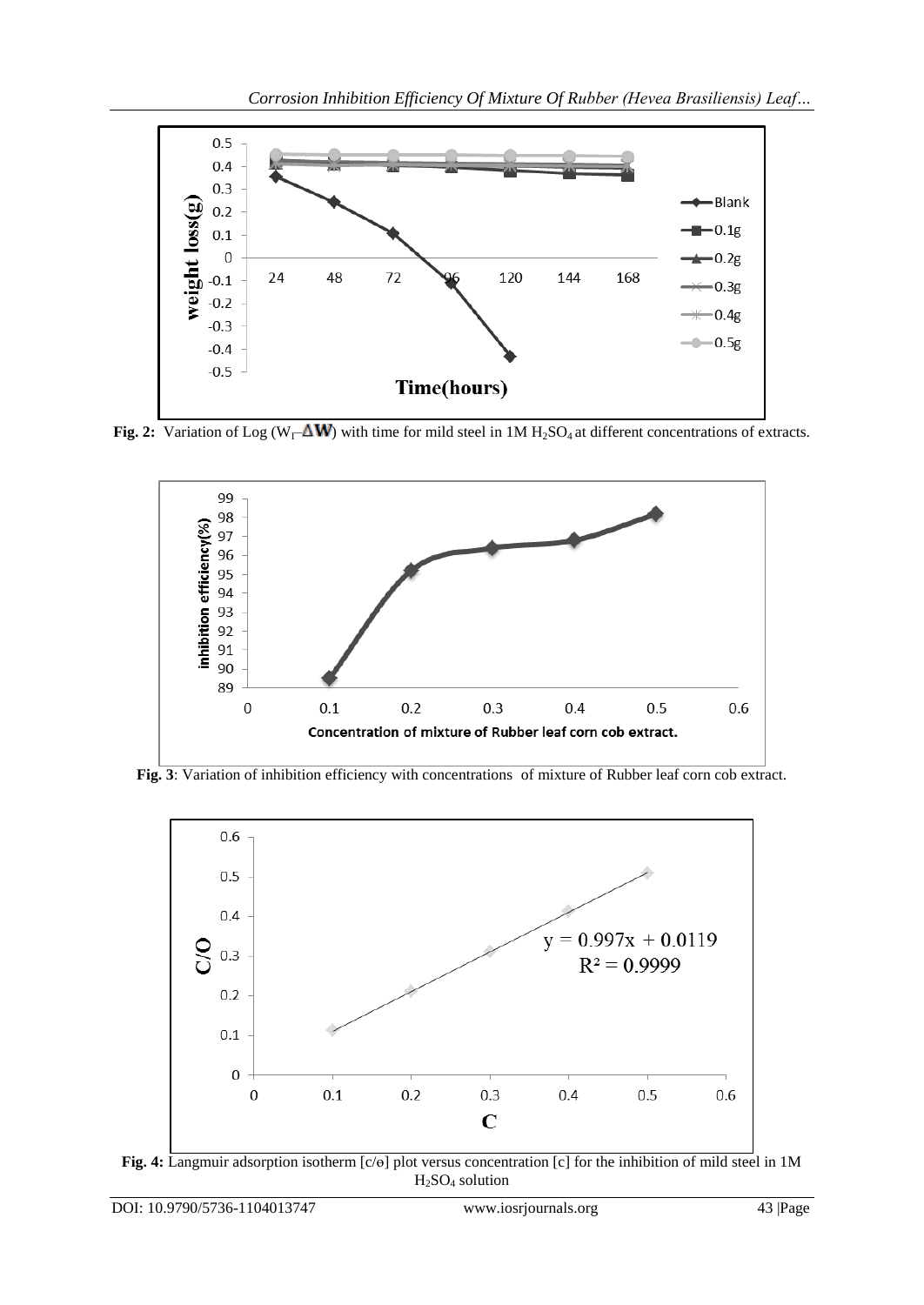**Fig. 2:** Variation of Log ($W_I$–$\Delta$**W**) with time for mild steel in 1M $H_2SO_4$ at different concentrations of extracts.

**Fig. 3**: Variation of inhibition efficiency with concentrations of mixture of Rubber leaf corn cob extract.

**Fig. 4:** Langmuir adsorption isotherm [c/ɵ] plot versus concentration [c] for the inhibition of mild steel in 1M $H_2SO_4$ solution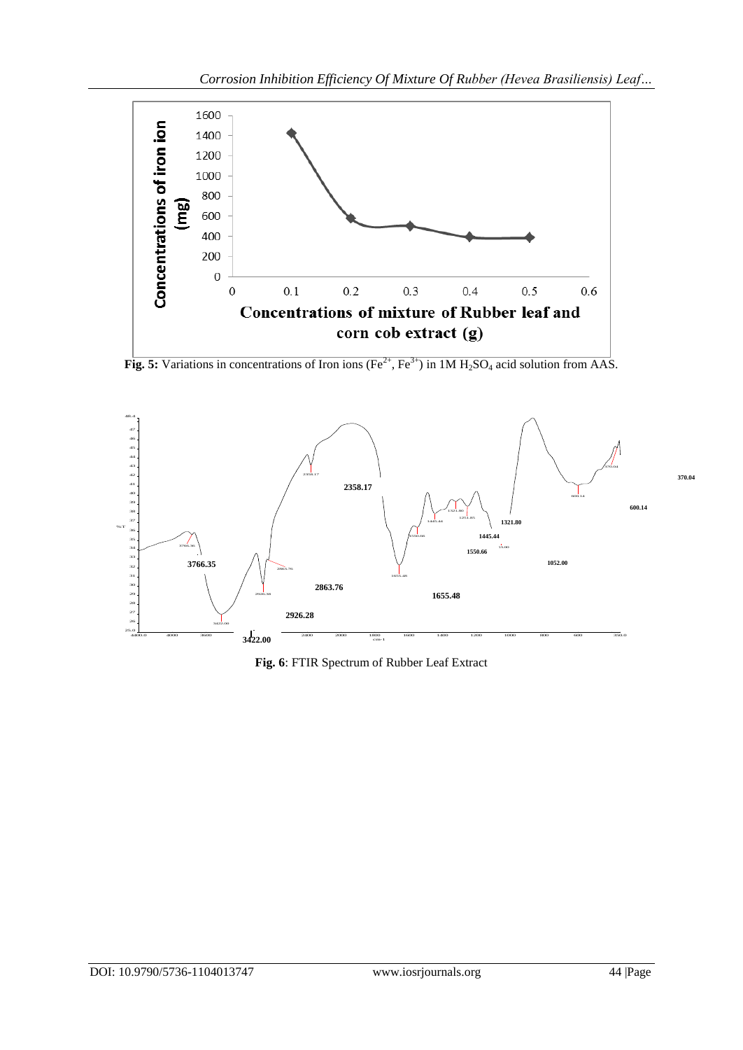**Fig. 5:** Variations in concentrations of Iron ions ($Fe^{2+}$, $Fe^{3+}$) in 1M $H_2SO_4$ acid solution from AAS.

**Fig. 6**: FTIR Spectrum of Rubber Leaf Extract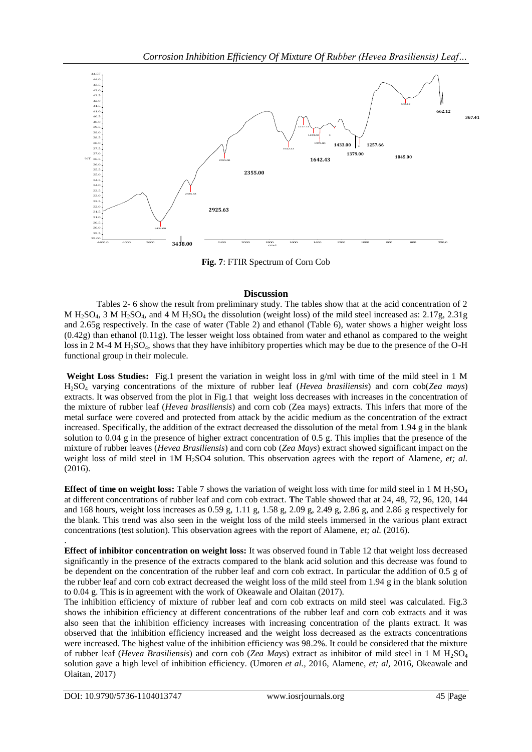Fig. 7: FTIR Spectrum of Corn Cob

## Discussion

Tables 2- 6 show the result from preliminary study. The tables show that at the acid concentration of 2 M $H_2SO_4$, 3 M $H_2SO_4$, and 4 M $H_2SO_4$ the dissolution (weight loss) of the mild steel increased as: 2.17g, 2.31g and 2.65g respectively. In the case of water (Table 2) and ethanol (Table 6), water shows a higher weight loss (0.42g) than ethanol (0.11g). The lesser weight loss obtained from water and ethanol as compared to the weight loss in 2 M-4 M $H_2SO_4$, shows that they have inhibitory properties which may be due to the presence of the O-H functional group in their molecule.

**Weight Loss Studies:** Fig.1 present the variation in weight loss in g/ml with time of the mild steel in 1 M $H_2SO_4$ varying concentrations of the mixture of rubber leaf (*Hevea brasiliensis*) and corn cob(*Zea mays*) extracts. It was observed from the plot in Fig.1 that weight loss decreases with increases in the concentration of the mixture of rubber leaf (*Hevea brasiliensis*) and corn cob (Zea mays) extracts. This infers that more of the metal surface were covered and protected from attack by the acidic medium as the concentration of the extract increased. Specifically, the addition of the extract decreased the dissolution of the metal from 1.94 g in the blank solution to 0.04 g in the presence of higher extract concentration of 0.5 g. This implies that the presence of the mixture of rubber leaves (*Hevea Brasiliensis*) and corn cob (*Zea Mays*) extract showed significant impact on the weight loss of mild steel in 1M $H_2SO4$ solution. This observation agrees with the report of Alamene, *et; al.* (2016).

**Effect of time on weight loss:** Table 7 shows the variation of weight loss with time for mild steel in 1 M $H_2SO_4$ at different concentrations of rubber leaf and corn cob extract. **T**he Table showed that at 24, 48, 72, 96, 120, 144 and 168 hours, weight loss increases as 0.59 g, 1.11 g, 1.58 g, 2.09 g, 2.49 g, 2.86 g, and 2.86 g respectively for the blank. This trend was also seen in the weight loss of the mild steels immersed in the various plant extract concentrations (test solution). This observation agrees with the report of Alamene, *et; al.* (2016).

**Effect of inhibitor concentration on weight loss:** It was observed found in Table 12 that weight loss decreased significantly in the presence of the extracts compared to the blank acid solution and this decrease was found to be dependent on the concentration of the rubber leaf and corn cob extract. In particular the addition of 0.5 g of the rubber leaf and corn cob extract decreased the weight loss of the mild steel from 1.94 g in the blank solution to 0.04 g. This is in agreement with the work of Okeawale and Olaitan (2017).

The inhibition efficiency of mixture of rubber leaf and corn cob extracts on mild steel was calculated. Fig.3 shows the inhibition efficiency at different concentrations of the rubber leaf and corn cob extracts and it was also seen that the inhibition efficiency increases with increasing concentration of the plants extract. It was observed that the inhibition efficiency increased and the weight loss decreased as the extracts concentrations were increased. The highest value of the inhibition efficiency was 98.2%. It could be considered that the mixture of rubber leaf (*Hevea Brasiliensis*) and corn cob (*Zea Mays*) extract as inhibitor of mild steel in 1 M $H_2SO_4$ solution gave a high level of inhibition efficiency. (Umoren *et al.*, 2016, Alamene, *et; al*, 2016, Okeawale and Olaitan, 2017)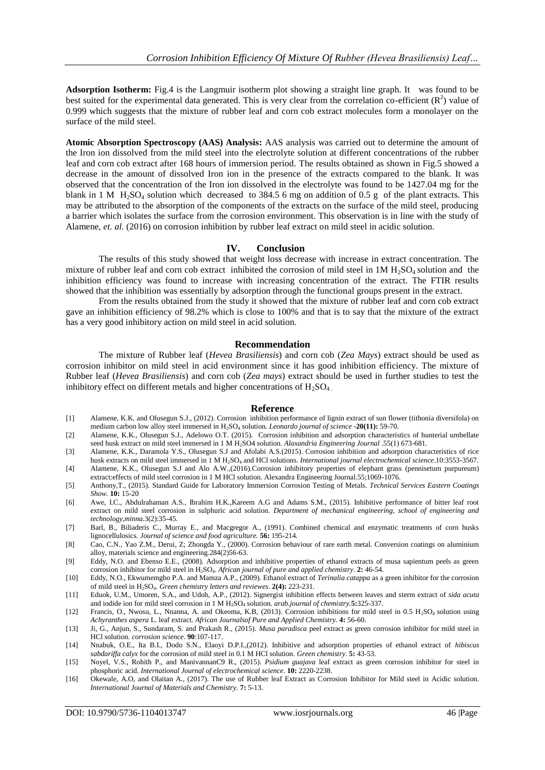**Adsorption Isotherm:** Fig.4 is the Langmuir isotherm plot showing a straight line graph. It was found to be best suited for the experimental data generated. This is very clear from the correlation co-efficient ($R^2$) value of 0.999 which suggests that the mixture of rubber leaf and corn cob extract molecules form a monolayer on the surface of the mild steel.

**Atomic Absorption Spectroscopy (AAS) Analysis:** AAS analysis was carried out to determine the amount of the Iron ion dissolved from the mild steel into the electrolyte solution at different concentrations of the rubber leaf and corn cob extract after 168 hours of immersion period. The results obtained as shown in Fig.5 showed a decrease in the amount of dissolved Iron ion in the presence of the extracts compared to the blank. It was observed that the concentration of the Iron ion dissolved in the electrolyte was found to be 1427.04 mg for the blank in 1 M $H_2SO_4$ solution which decreased to 384.5 6 mg on addition of 0.5 g of the plant extracts. This may be attributed to the absorption of the components of the extracts on the surface of the mild steel, producing a barrier which isolates the surface from the corrosion environment. This observation is in line with the study of Alamene, *et. al.* (2016) on corrosion inhibition by rubber leaf extract on mild steel in acidic solution.

## IV. Conclusion

The results of this study showed that weight loss decrease with increase in extract concentration. The mixture of rubber leaf and corn cob extract inhibited the corrosion of mild steel in 1M $H_2SO_4$ solution and the inhibition efficiency was found to increase with increasing concentration of the extract. The FTIR results showed that the inhibition was essentially by adsorption through the functional groups present in the extract.

From the results obtained from the study it showed that the mixture of rubber leaf and corn cob extract gave an inhibition efficiency of 98.2% which is close to 100% and that is to say that the mixture of the extract has a very good inhibitory action on mild steel in acid solution.

## Recommendation

The mixture of Rubber leaf (*Hevea Brasiliensis*) and corn cob (*Zea Mays*) extract should be used as corrosion inhibitor on mild steel in acid environment since it has good inhibition efficiency. The mixture of Rubber leaf (*Hevea Brasiliensis*) and corn cob (*Zea mays*) extract should be used in further studies to test the inhibitory effect on different metals and higher concentrations of $H_2SO_4$ .

## Reference

[1] Alamene, K.K. and Olusegun S.J., (2012). Corrosion inhibition performance of lignin extract of sun flower (tithonia diversifola) on medium carbon low alloy steel immersed in $H_2SO_4$ solution. *Leonardo journal of science* -**20(11):** 59-70.

[2] Alamene, K.K., Olusegun S.J., Adelowo O.T. (2015). Corrosion inhibition and adsorption characteristics of hunterial umbellate seed husk extract on mild steel immersed in 1 M $H_2SO4$ solution. *Alaxandria Engineering Journal* .55(1) 673-681.

[3] Alamene, K.K., Daramola Y.S., Olusegun S.J and Afolabi A.S.(2015). Corrosion inhibition and adsorption characteristics of rice husk extracts on mild steel immersed in 1 M $H_2SO_4$ and HCl solutions. *International journal electrochemical science*.10:3553-3567.

[4] Alamene, K.K., Olusegun S.J and Alo A.W.,(2016).Corrosion inhibitory properties of elephant grass (pennisetum purpureum) extract:effects of mild steel corrosion in 1 M HCl solution. Alexandria Engineering Journal.55;1069-1076.

[5] Anthony,T., (2015). Standard Guide for Laboratory Immersion Corrosion Testing of Metals. *Technical Services Eastern Coatings Show.* **10:** 15-20

[6] Awe, I.C., Abdulrahaman A.S., Ibrahim H.K.,Kareem A.G and Adams S.M., (2015). Inhibitive performance of bitter leaf root extract on mild steel corrosion in sulphuric acid solution. *Department of mechanical engineering, school of engineering and technology,minna*.3(2):35-45.

[7] Barl, B., Biliaderis C., Murray E., and Macgregor A., (1991). Combined chemical and enzymatic treatments of corn husks lignocellulosics. *Journal of science and food agriculture.* **56:** 195-214.

[8] Cao, C.N., Yao Z.M., Derui, Z; Zhongda Y., (2000). Corrosion behaviour of rare earth metal. Conversion coatings on aluminium alloy, materials science and engineering.284(2)56-63.

[9] Eddy, N.O. and Ebenso E.E., (2008). Adsorption and inhibitive properties of ethanol extracts of musa sapientum peels as green corrosion inhibitor for mild steel in $H_2SO_4$. *African journal of pure and applied chemistry*. **2:** 46-54.

[10] Eddy, N.O., Ekwumemgbo P.A. and Mamza A.P., (2009). Ethanol extract of *Terinalia catappa* as a green inhibitor for the corrosion of mild steel in $H_2SO_4$. *Green chemistry letters and reviewes*. **2(4):** 223-231.

[11] Eduok, U.M., Umoren, S.A., and Udoh, A.P., (2012). Signergist inhibition effects between leaves and sterm extract of *sida acuta* and iodide ion for mild steel corrosion in 1 M $H_2SO_4$ solution. *arab.journal of chemistry.***5:**325-337.

[12] Francis, O., Nwosu, L., Nnanna, A. and Okeoma, K.B, (2013). Corrosion inhibitions for mild steel in 0.5 $H_2SO_4$ solution using *Achyranthes aspera* L. leaf extract. *African Journalsof Pure and Applied Chemistry.* **4:** 56-60.

[13] Ji, G., Anjun, S., Sundaram, S. and Prakash R., (2015). *Musa paradisca* peel extract as green corrosion inhibitor for mild steel in HCl solution. *corrosion science*. **90**:107-117.

[14] Nnabuk, O.E., Ita B.I., Dodo S.N., Elaoyi D.P.I.,(2012). Inhibitive and adsorption properties of ethanol extract of *hibiscus sabdariffa calyx* for the corrosion of mild steel in 0.1 M HCl solution. *Green chemistry*. **5:** 43-53.

[15] Noyel, V.S., Rohith P., and ManivannanC9 R., (2015). *Psidium guajava* leaf extract as green corrosion inhibitor for steel in phosphoric acid. *International Journal of electrochemical science*. **10:** 2220-2238.

[16] Okewale, A.O, and Olaitan A., (2017). The use of Rubber leaf Extract as Corrosion Inhibitor for Mild steel in Acidic solution. *International Journal of Materials and Chemistry.* **7:** 5-13.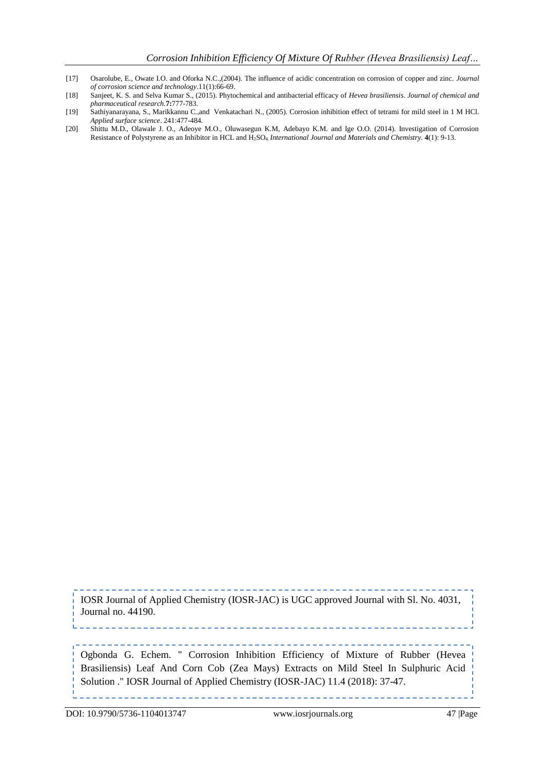[17] Osarolube, E., Owate I.O. and Oforka N.C.,(2004). The influence of acidic concentration on corrosion of copper and zinc. *Journal of corrosion science and technology*.11(1):66-69.

[18] Sanjeet, K. S. and Selva Kumar S., (2015). Phytochemical and antibacterial efficacy of *Hevea brasiliensis*. *Journal of chemical and pharmaceutical research*.**7:**777-783.

[19] Sathiyanarayana, S., Marikkannu C.,and Venkatachari N., (2005). Corrosion inhibition effect of tetrami for mild steel in 1 M HCl. *Applied surface science*. 241:477-484.

[20] Shittu M.D., Olawale J. O., Adeoye M.O., Oluwasegun K.M, Adebayo K.M. and Ige O.O. (2014). Investigation of Corrosion Resistance of Polystyrene as an Inhibitor in HCL and $H_2SO_4$ *International Journal and Materials and Chemistry.* **4**(1): 9-13.

IOSR Journal of Applied Chemistry (IOSR-JAC) is UGC approved Journal with Sl. No. 4031, Journal no. 44190.

Ogbonda G. Echem. " Corrosion Inhibition Efficiency of Mixture of Rubber (Hevea Brasiliensis) Leaf And Corn Cob (Zea Mays) Extracts on Mild Steel In Sulphuric Acid Solution ." IOSR Journal of Applied Chemistry (IOSR-JAC) 11.4 (2018): 37-47.